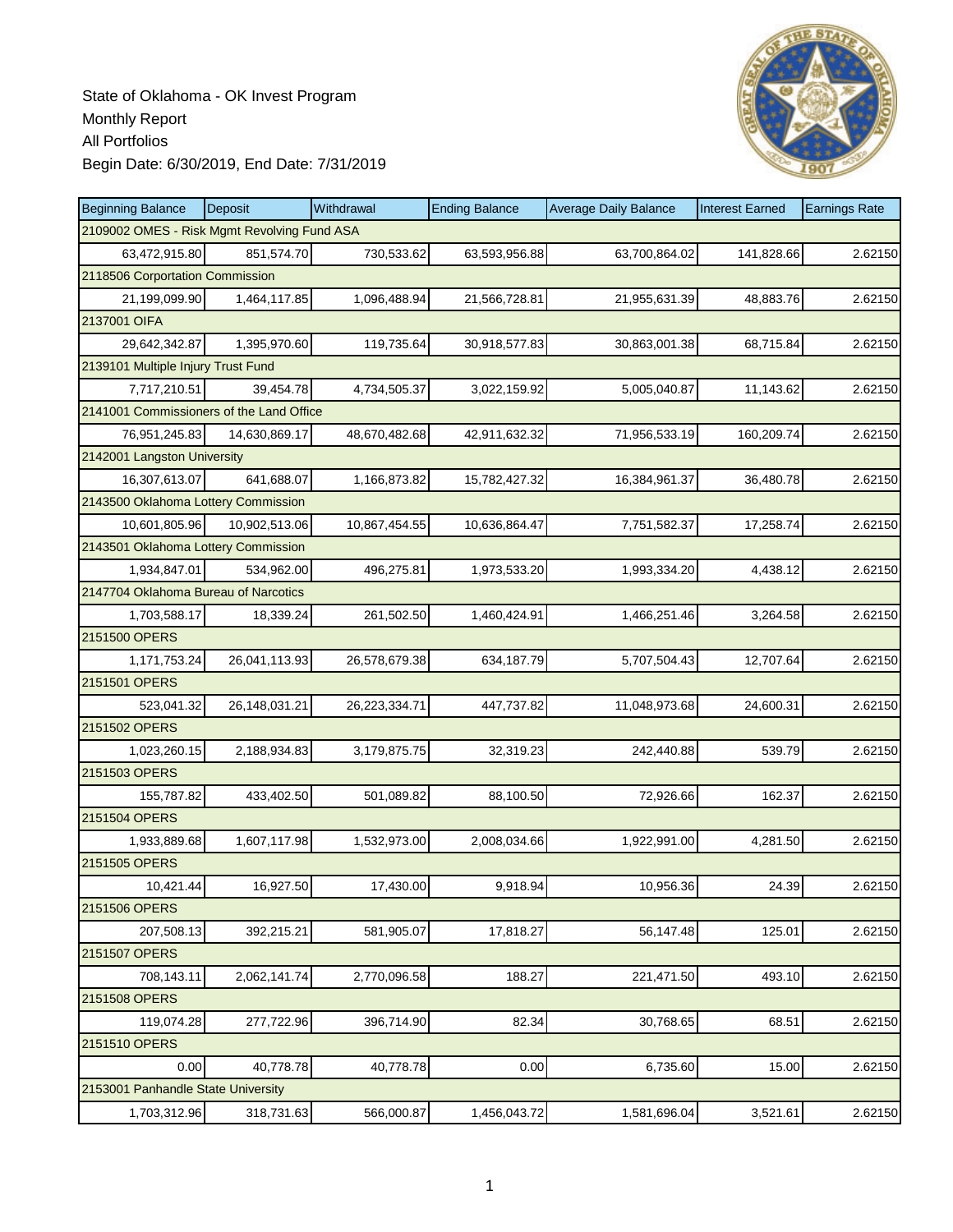State of Oklahoma - OK Invest Program
Monthly Report
All Portfolios
Begin Date: 6/30/2019, End Date: 7/31/2019

| Beginning Balance | Deposit | Withdrawal | Ending Balance | Average Daily Balance | Interest Earned | Earnings Rate |
|---|---|---|---|---|---|---|
| 2109002 OMES - Risk Mgmt Revolving Fund ASA | | | | | | |
| 63,472,915.80 | 851,574.70 | 730,533.62 | 63,593,956.88 | 63,700,864.02 | 141,828.66 | 2.62150 |
| 2118506 Corportation Commission | | | | | | |
| 21,199,099.90 | 1,464,117.85 | 1,096,488.94 | 21,566,728.81 | 21,955,631.39 | 48,883.76 | 2.62150 |
| 2137001 OIFA | | | | | | |
| 29,642,342.87 | 1,395,970.60 | 119,735.64 | 30,918,577.83 | 30,863,001.38 | 68,715.84 | 2.62150 |
| 2139101 Multiple Injury Trust Fund | | | | | | |
| 7,717,210.51 | 39,454.78 | 4,734,505.37 | 3,022,159.92 | 5,005,040.87 | 11,143.62 | 2.62150 |
| 2141001 Commissioners of the Land Office | | | | | | |
| 76,951,245.83 | 14,630,869.17 | 48,670,482.68 | 42,911,632.32 | 71,956,533.19 | 160,209.74 | 2.62150 |
| 2142001 Langston University | | | | | | |
| 16,307,613.07 | 641,688.07 | 1,166,873.82 | 15,782,427.32 | 16,384,961.37 | 36,480.78 | 2.62150 |
| 2143500 Oklahoma Lottery Commission | | | | | | |
| 10,601,805.96 | 10,902,513.06 | 10,867,454.55 | 10,636,864.47 | 7,751,582.37 | 17,258.74 | 2.62150 |
| 2143501 Oklahoma Lottery Commission | | | | | | |
| 1,934,847.01 | 534,962.00 | 496,275.81 | 1,973,533.20 | 1,993,334.20 | 4,438.12 | 2.62150 |
| 2147704 Oklahoma Bureau of Narcotics | | | | | | |
| 1,703,588.17 | 18,339.24 | 261,502.50 | 1,460,424.91 | 1,466,251.46 | 3,264.58 | 2.62150 |
| 2151500 OPERS | | | | | | |
| 1,171,753.24 | 26,041,113.93 | 26,578,679.38 | 634,187.79 | 5,707,504.43 | 12,707.64 | 2.62150 |
| 2151501 OPERS | | | | | | |
| 523,041.32 | 26,148,031.21 | 26,223,334.71 | 447,737.82 | 11,048,973.68 | 24,600.31 | 2.62150 |
| 2151502 OPERS | | | | | | |
| 1,023,260.15 | 2,188,934.83 | 3,179,875.75 | 32,319.23 | 242,440.88 | 539.79 | 2.62150 |
| 2151503 OPERS | | | | | | |
| 155,787.82 | 433,402.50 | 501,089.82 | 88,100.50 | 72,926.66 | 162.37 | 2.62150 |
| 2151504 OPERS | | | | | | |
| 1,933,889.68 | 1,607,117.98 | 1,532,973.00 | 2,008,034.66 | 1,922,991.00 | 4,281.50 | 2.62150 |
| 2151505 OPERS | | | | | | |
| 10,421.44 | 16,927.50 | 17,430.00 | 9,918.94 | 10,956.36 | 24.39 | 2.62150 |
| 2151506 OPERS | | | | | | |
| 207,508.13 | 392,215.21 | 581,905.07 | 17,818.27 | 56,147.48 | 125.01 | 2.62150 |
| 2151507 OPERS | | | | | | |
| 708,143.11 | 2,062,141.74 | 2,770,096.58 | 188.27 | 221,471.50 | 493.10 | 2.62150 |
| 2151508 OPERS | | | | | | |
| 119,074.28 | 277,722.96 | 396,714.90 | 82.34 | 30,768.65 | 68.51 | 2.62150 |
| 2151510 OPERS | | | | | | |
| 0.00 | 40,778.78 | 40,778.78 | 0.00 | 6,735.60 | 15.00 | 2.62150 |
| 2153001 Panhandle State University | | | | | | |
| 1,703,312.96 | 318,731.63 | 566,000.87 | 1,456,043.72 | 1,581,696.04 | 3,521.61 | 2.62150 |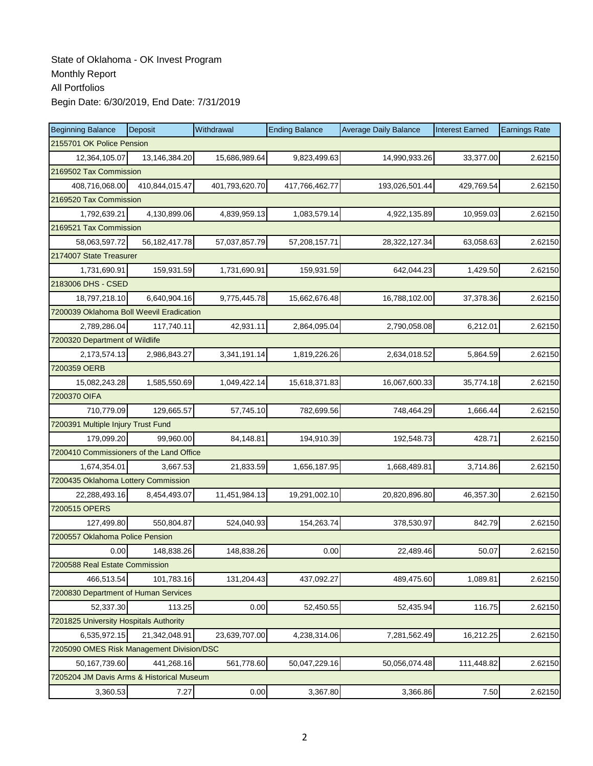State of Oklahoma - OK Invest Program
Monthly Report
All Portfolios
Begin Date: 6/30/2019, End Date: 7/31/2019

| Beginning Balance | Deposit | Withdrawal | Ending Balance | Average Daily Balance | Interest Earned | Earnings Rate |
|---|---|---|---|---|---|---|
| 2155701 OK Police Pension | | | | | | |
| 12,364,105.07 | 13,146,384.20 | 15,686,989.64 | 9,823,499.63 | 14,990,933.26 | 33,377.00 | 2.62150 |
| 2169502 Tax Commission | | | | | | |
| 408,716,068.00 | 410,844,015.47 | 401,793,620.70 | 417,766,462.77 | 193,026,501.44 | 429,769.54 | 2.62150 |
| 2169520 Tax Commission | | | | | | |
| 1,792,639.21 | 4,130,899.06 | 4,839,959.13 | 1,083,579.14 | 4,922,135.89 | 10,959.03 | 2.62150 |
| 2169521 Tax Commission | | | | | | |
| 58,063,597.72 | 56,182,417.78 | 57,037,857.79 | 57,208,157.71 | 28,322,127.34 | 63,058.63 | 2.62150 |
| 2174007 State Treasurer | | | | | | |
| 1,731,690.91 | 159,931.59 | 1,731,690.91 | 159,931.59 | 642,044.23 | 1,429.50 | 2.62150 |
| 2183006 DHS - CSED | | | | | | |
| 18,797,218.10 | 6,640,904.16 | 9,775,445.78 | 15,662,676.48 | 16,788,102.00 | 37,378.36 | 2.62150 |
| 7200039 Oklahoma Boll Weevil Eradication | | | | | | |
| 2,789,286.04 | 117,740.11 | 42,931.11 | 2,864,095.04 | 2,790,058.08 | 6,212.01 | 2.62150 |
| 7200320 Department of Wildlife | | | | | | |
| 2,173,574.13 | 2,986,843.27 | 3,341,191.14 | 1,819,226.26 | 2,634,018.52 | 5,864.59 | 2.62150 |
| 7200359 OERB | | | | | | |
| 15,082,243.28 | 1,585,550.69 | 1,049,422.14 | 15,618,371.83 | 16,067,600.33 | 35,774.18 | 2.62150 |
| 7200370 OIFA | | | | | | |
| 710,779.09 | 129,665.57 | 57,745.10 | 782,699.56 | 748,464.29 | 1,666.44 | 2.62150 |
| 7200391 Multiple Injury Trust Fund | | | | | | |
| 179,099.20 | 99,960.00 | 84,148.81 | 194,910.39 | 192,548.73 | 428.71 | 2.62150 |
| 7200410 Commissioners of the Land Office | | | | | | |
| 1,674,354.01 | 3,667.53 | 21,833.59 | 1,656,187.95 | 1,668,489.81 | 3,714.86 | 2.62150 |
| 7200435 Oklahoma Lottery Commission | | | | | | |
| 22,288,493.16 | 8,454,493.07 | 11,451,984.13 | 19,291,002.10 | 20,820,896.80 | 46,357.30 | 2.62150 |
| 7200515 OPERS | | | | | | |
| 127,499.80 | 550,804.87 | 524,040.93 | 154,263.74 | 378,530.97 | 842.79 | 2.62150 |
| 7200557 Oklahoma Police Pension | | | | | | |
| 0.00 | 148,838.26 | 148,838.26 | 0.00 | 22,489.46 | 50.07 | 2.62150 |
| 7200588 Real Estate Commission | | | | | | |
| 466,513.54 | 101,783.16 | 131,204.43 | 437,092.27 | 489,475.60 | 1,089.81 | 2.62150 |
| 7200830 Department of Human Services | | | | | | |
| 52,337.30 | 113.25 | 0.00 | 52,450.55 | 52,435.94 | 116.75 | 2.62150 |
| 7201825 University Hospitals Authority | | | | | | |
| 6,535,972.15 | 21,342,048.91 | 23,639,707.00 | 4,238,314.06 | 7,281,562.49 | 16,212.25 | 2.62150 |
| 7205090 OMES Risk Management Division/DSC | | | | | | |
| 50,167,739.60 | 441,268.16 | 561,778.60 | 50,047,229.16 | 50,056,074.48 | 111,448.82 | 2.62150 |
| 7205204 JM Davis Arms & Historical Museum | | | | | | |
| 3,360.53 | 7.27 | 0.00 | 3,367.80 | 3,366.86 | 7.50 | 2.62150 |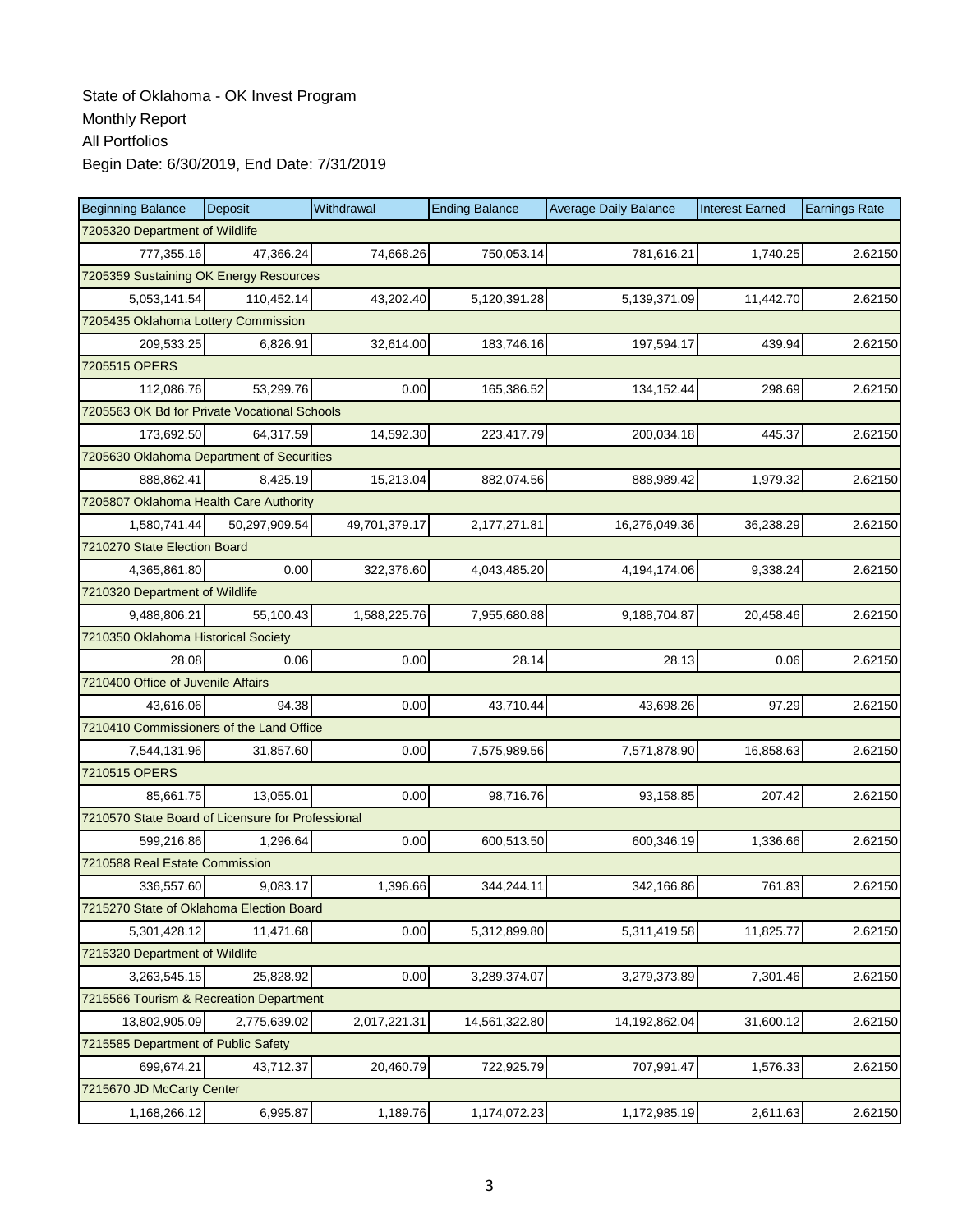State of Oklahoma - OK Invest Program
Monthly Report
All Portfolios
Begin Date: 6/30/2019, End Date: 7/31/2019

| Beginning Balance | Deposit | Withdrawal | Ending Balance | Average Daily Balance | Interest Earned | Earnings Rate |
|---|---|---|---|---|---|---|
| 7205320 Department of Wildlife | | | | | | |
| 777,355.16 | 47,366.24 | 74,668.26 | 750,053.14 | 781,616.21 | 1,740.25 | 2.62150 |
| 7205359 Sustaining OK Energy Resources | | | | | | |
| 5,053,141.54 | 110,452.14 | 43,202.40 | 5,120,391.28 | 5,139,371.09 | 11,442.70 | 2.62150 |
| 7205435 Oklahoma Lottery Commission | | | | | | |
| 209,533.25 | 6,826.91 | 32,614.00 | 183,746.16 | 197,594.17 | 439.94 | 2.62150 |
| 7205515 OPERS | | | | | | |
| 112,086.76 | 53,299.76 | 0.00 | 165,386.52 | 134,152.44 | 298.69 | 2.62150 |
| 7205563 OK Bd for Private Vocational Schools | | | | | | |
| 173,692.50 | 64,317.59 | 14,592.30 | 223,417.79 | 200,034.18 | 445.37 | 2.62150 |
| 7205630 Oklahoma Department of Securities | | | | | | |
| 888,862.41 | 8,425.19 | 15,213.04 | 882,074.56 | 888,989.42 | 1,979.32 | 2.62150 |
| 7205807 Oklahoma Health Care Authority | | | | | | |
| 1,580,741.44 | 50,297,909.54 | 49,701,379.17 | 2,177,271.81 | 16,276,049.36 | 36,238.29 | 2.62150 |
| 7210270 State Election Board | | | | | | |
| 4,365,861.80 | 0.00 | 322,376.60 | 4,043,485.20 | 4,194,174.06 | 9,338.24 | 2.62150 |
| 7210320 Department of Wildlife | | | | | | |
| 9,488,806.21 | 55,100.43 | 1,588,225.76 | 7,955,680.88 | 9,188,704.87 | 20,458.46 | 2.62150 |
| 7210350 Oklahoma Historical Society | | | | | | |
| 28.08 | 0.06 | 0.00 | 28.14 | 28.13 | 0.06 | 2.62150 |
| 7210400 Office of Juvenile Affairs | | | | | | |
| 43,616.06 | 94.38 | 0.00 | 43,710.44 | 43,698.26 | 97.29 | 2.62150 |
| 7210410 Commissioners of the Land Office | | | | | | |
| 7,544,131.96 | 31,857.60 | 0.00 | 7,575,989.56 | 7,571,878.90 | 16,858.63 | 2.62150 |
| 7210515 OPERS | | | | | | |
| 85,661.75 | 13,055.01 | 0.00 | 98,716.76 | 93,158.85 | 207.42 | 2.62150 |
| 7210570 State Board of Licensure for Professional | | | | | | |
| 599,216.86 | 1,296.64 | 0.00 | 600,513.50 | 600,346.19 | 1,336.66 | 2.62150 |
| 7210588 Real Estate Commission | | | | | | |
| 336,557.60 | 9,083.17 | 1,396.66 | 344,244.11 | 342,166.86 | 761.83 | 2.62150 |
| 7215270 State of Oklahoma Election Board | | | | | | |
| 5,301,428.12 | 11,471.68 | 0.00 | 5,312,899.80 | 5,311,419.58 | 11,825.77 | 2.62150 |
| 7215320 Department of Wildlife | | | | | | |
| 3,263,545.15 | 25,828.92 | 0.00 | 3,289,374.07 | 3,279,373.89 | 7,301.46 | 2.62150 |
| 7215566 Tourism & Recreation Department | | | | | | |
| 13,802,905.09 | 2,775,639.02 | 2,017,221.31 | 14,561,322.80 | 14,192,862.04 | 31,600.12 | 2.62150 |
| 7215585 Department of Public Safety | | | | | | |
| 699,674.21 | 43,712.37 | 20,460.79 | 722,925.79 | 707,991.47 | 1,576.33 | 2.62150 |
| 7215670 JD McCarty Center | | | | | | |
| 1,168,266.12 | 6,995.87 | 1,189.76 | 1,174,072.23 | 1,172,985.19 | 2,611.63 | 2.62150 |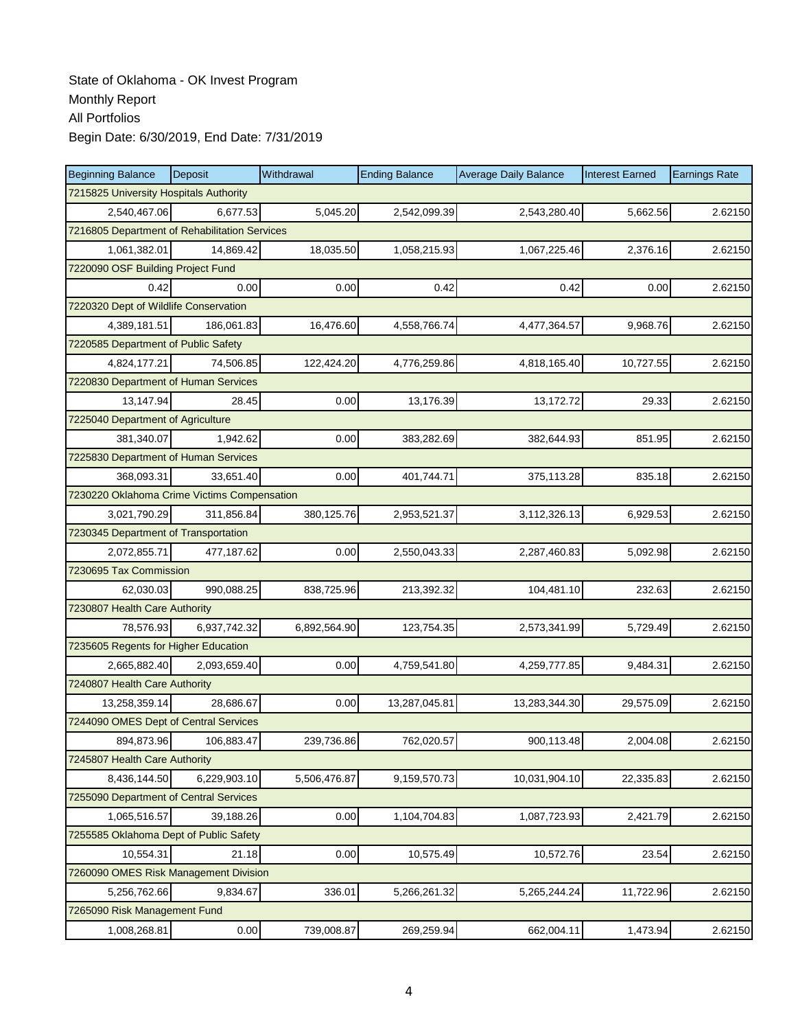State of Oklahoma - OK Invest Program
Monthly Report
All Portfolios
Begin Date: 6/30/2019, End Date: 7/31/2019

| Beginning Balance | Deposit | Withdrawal | Ending Balance | Average Daily Balance | Interest Earned | Earnings Rate |
|---|---|---|---|---|---|---|
| 7215825 University Hospitals Authority | | | | | | |
| 2,540,467.06 | 6,677.53 | 5,045.20 | 2,542,099.39 | 2,543,280.40 | 5,662.56 | 2.62150 |
| 7216805 Department of Rehabilitation Services | | | | | | |
| 1,061,382.01 | 14,869.42 | 18,035.50 | 1,058,215.93 | 1,067,225.46 | 2,376.16 | 2.62150 |
| 7220090 OSF Building Project Fund | | | | | | |
| 0.42 | 0.00 | 0.00 | 0.42 | 0.42 | 0.00 | 2.62150 |
| 7220320 Dept of Wildlife Conservation | | | | | | |
| 4,389,181.51 | 186,061.83 | 16,476.60 | 4,558,766.74 | 4,477,364.57 | 9,968.76 | 2.62150 |
| 7220585 Department of Public Safety | | | | | | |
| 4,824,177.21 | 74,506.85 | 122,424.20 | 4,776,259.86 | 4,818,165.40 | 10,727.55 | 2.62150 |
| 7220830 Department of Human Services | | | | | | |
| 13,147.94 | 28.45 | 0.00 | 13,176.39 | 13,172.72 | 29.33 | 2.62150 |
| 7225040 Department of Agriculture | | | | | | |
| 381,340.07 | 1,942.62 | 0.00 | 383,282.69 | 382,644.93 | 851.95 | 2.62150 |
| 7225830 Department of Human Services | | | | | | |
| 368,093.31 | 33,651.40 | 0.00 | 401,744.71 | 375,113.28 | 835.18 | 2.62150 |
| 7230220 Oklahoma Crime Victims Compensation | | | | | | |
| 3,021,790.29 | 311,856.84 | 380,125.76 | 2,953,521.37 | 3,112,326.13 | 6,929.53 | 2.62150 |
| 7230345 Department of Transportation | | | | | | |
| 2,072,855.71 | 477,187.62 | 0.00 | 2,550,043.33 | 2,287,460.83 | 5,092.98 | 2.62150 |
| 7230695 Tax Commission | | | | | | |
| 62,030.03 | 990,088.25 | 838,725.96 | 213,392.32 | 104,481.10 | 232.63 | 2.62150 |
| 7230807 Health Care Authority | | | | | | |
| 78,576.93 | 6,937,742.32 | 6,892,564.90 | 123,754.35 | 2,573,341.99 | 5,729.49 | 2.62150 |
| 7235605 Regents for Higher Education | | | | | | |
| 2,665,882.40 | 2,093,659.40 | 0.00 | 4,759,541.80 | 4,259,777.85 | 9,484.31 | 2.62150 |
| 7240807 Health Care Authority | | | | | | |
| 13,258,359.14 | 28,686.67 | 0.00 | 13,287,045.81 | 13,283,344.30 | 29,575.09 | 2.62150 |
| 7244090 OMES Dept of Central Services | | | | | | |
| 894,873.96 | 106,883.47 | 239,736.86 | 762,020.57 | 900,113.48 | 2,004.08 | 2.62150 |
| 7245807 Health Care Authority | | | | | | |
| 8,436,144.50 | 6,229,903.10 | 5,506,476.87 | 9,159,570.73 | 10,031,904.10 | 22,335.83 | 2.62150 |
| 7255090 Department of Central Services | | | | | | |
| 1,065,516.57 | 39,188.26 | 0.00 | 1,104,704.83 | 1,087,723.93 | 2,421.79 | 2.62150 |
| 7255585 Oklahoma Dept of Public Safety | | | | | | |
| 10,554.31 | 21.18 | 0.00 | 10,575.49 | 10,572.76 | 23.54 | 2.62150 |
| 7260090 OMES Risk Management Division | | | | | | |
| 5,256,762.66 | 9,834.67 | 336.01 | 5,266,261.32 | 5,265,244.24 | 11,722.96 | 2.62150 |
| 7265090 Risk Management Fund | | | | | | |
| 1,008,268.81 | 0.00 | 739,008.87 | 269,259.94 | 662,004.11 | 1,473.94 | 2.62150 |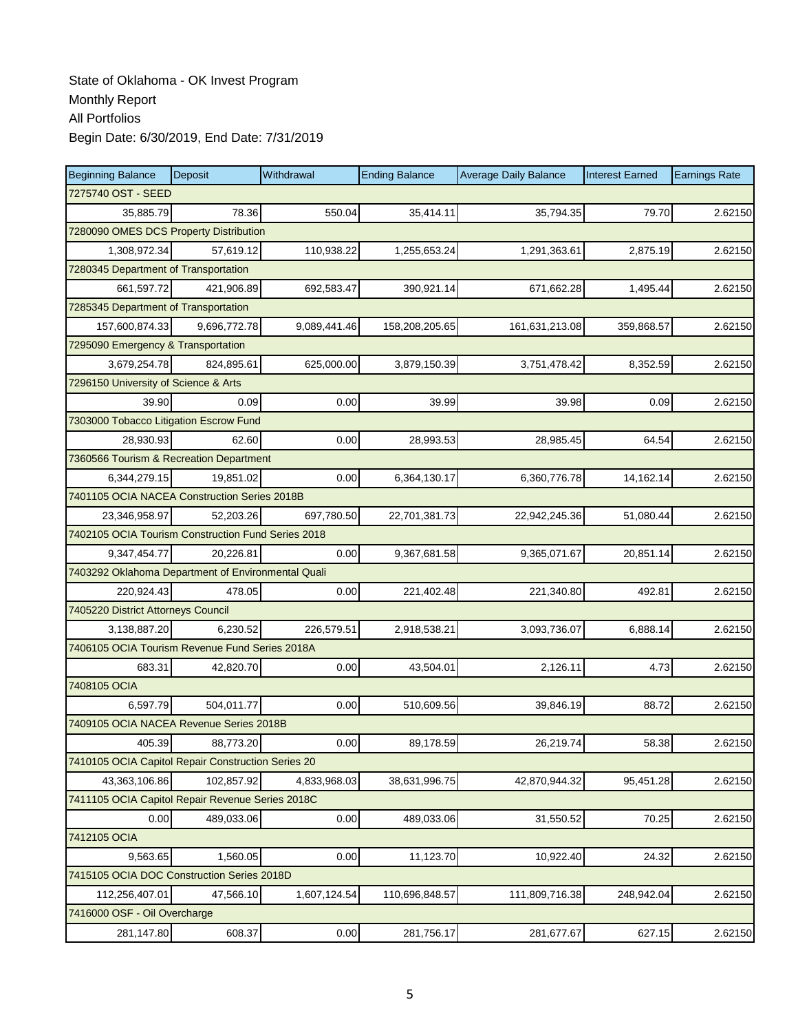State of Oklahoma - OK Invest Program
Monthly Report
All Portfolios
Begin Date: 6/30/2019, End Date: 7/31/2019

| Beginning Balance | Deposit | Withdrawal | Ending Balance | Average Daily Balance | Interest Earned | Earnings Rate |
|---|---|---|---|---|---|---|
| 7275740 OST - SEED | | | | | | |
| 35,885.79 | 78.36 | 550.04 | 35,414.11 | 35,794.35 | 79.70 | 2.62150 |
| 7280090 OMES DCS Property Distribution | | | | | | |
| 1,308,972.34 | 57,619.12 | 110,938.22 | 1,255,653.24 | 1,291,363.61 | 2,875.19 | 2.62150 |
| 7280345 Department of Transportation | | | | | | |
| 661,597.72 | 421,906.89 | 692,583.47 | 390,921.14 | 671,662.28 | 1,495.44 | 2.62150 |
| 7285345 Department of Transportation | | | | | | |
| 157,600,874.33 | 9,696,772.78 | 9,089,441.46 | 158,208,205.65 | 161,631,213.08 | 359,868.57 | 2.62150 |
| 7295090 Emergency & Transportation | | | | | | |
| 3,679,254.78 | 824,895.61 | 625,000.00 | 3,879,150.39 | 3,751,478.42 | 8,352.59 | 2.62150 |
| 7296150 University of Science & Arts | | | | | | |
| 39.90 | 0.09 | 0.00 | 39.99 | 39.98 | 0.09 | 2.62150 |
| 7303000 Tobacco Litigation Escrow Fund | | | | | | |
| 28,930.93 | 62.60 | 0.00 | 28,993.53 | 28,985.45 | 64.54 | 2.62150 |
| 7360566 Tourism & Recreation Department | | | | | | |
| 6,344,279.15 | 19,851.02 | 0.00 | 6,364,130.17 | 6,360,776.78 | 14,162.14 | 2.62150 |
| 7401105 OCIA NACEA Construction Series 2018B | | | | | | |
| 23,346,958.97 | 52,203.26 | 697,780.50 | 22,701,381.73 | 22,942,245.36 | 51,080.44 | 2.62150 |
| 7402105 OCIA Tourism Construction Fund Series 2018 | | | | | | |
| 9,347,454.77 | 20,226.81 | 0.00 | 9,367,681.58 | 9,365,071.67 | 20,851.14 | 2.62150 |
| 7403292 Oklahoma Department of Environmental Quali | | | | | | |
| 220,924.43 | 478.05 | 0.00 | 221,402.48 | 221,340.80 | 492.81 | 2.62150 |
| 7405220 District Attorneys Council | | | | | | |
| 3,138,887.20 | 6,230.52 | 226,579.51 | 2,918,538.21 | 3,093,736.07 | 6,888.14 | 2.62150 |
| 7406105 OCIA Tourism Revenue Fund Series 2018A | | | | | | |
| 683.31 | 42,820.70 | 0.00 | 43,504.01 | 2,126.11 | 4.73 | 2.62150 |
| 7408105 OCIA | | | | | | |
| 6,597.79 | 504,011.77 | 0.00 | 510,609.56 | 39,846.19 | 88.72 | 2.62150 |
| 7409105 OCIA NACEA Revenue Series 2018B | | | | | | |
| 405.39 | 88,773.20 | 0.00 | 89,178.59 | 26,219.74 | 58.38 | 2.62150 |
| 7410105 OCIA Capitol Repair Construction Series 20 | | | | | | |
| 43,363,106.86 | 102,857.92 | 4,833,968.03 | 38,631,996.75 | 42,870,944.32 | 95,451.28 | 2.62150 |
| 7411105 OCIA Capitol Repair Revenue Series 2018C | | | | | | |
| 0.00 | 489,033.06 | 0.00 | 489,033.06 | 31,550.52 | 70.25 | 2.62150 |
| 7412105 OCIA | | | | | | |
| 9,563.65 | 1,560.05 | 0.00 | 11,123.70 | 10,922.40 | 24.32 | 2.62150 |
| 7415105 OCIA DOC Construction Series 2018D | | | | | | |
| 112,256,407.01 | 47,566.10 | 1,607,124.54 | 110,696,848.57 | 111,809,716.38 | 248,942.04 | 2.62150 |
| 7416000 OSF - Oil Overcharge | | | | | | |
| 281,147.80 | 608.37 | 0.00 | 281,756.17 | 281,677.67 | 627.15 | 2.62150 |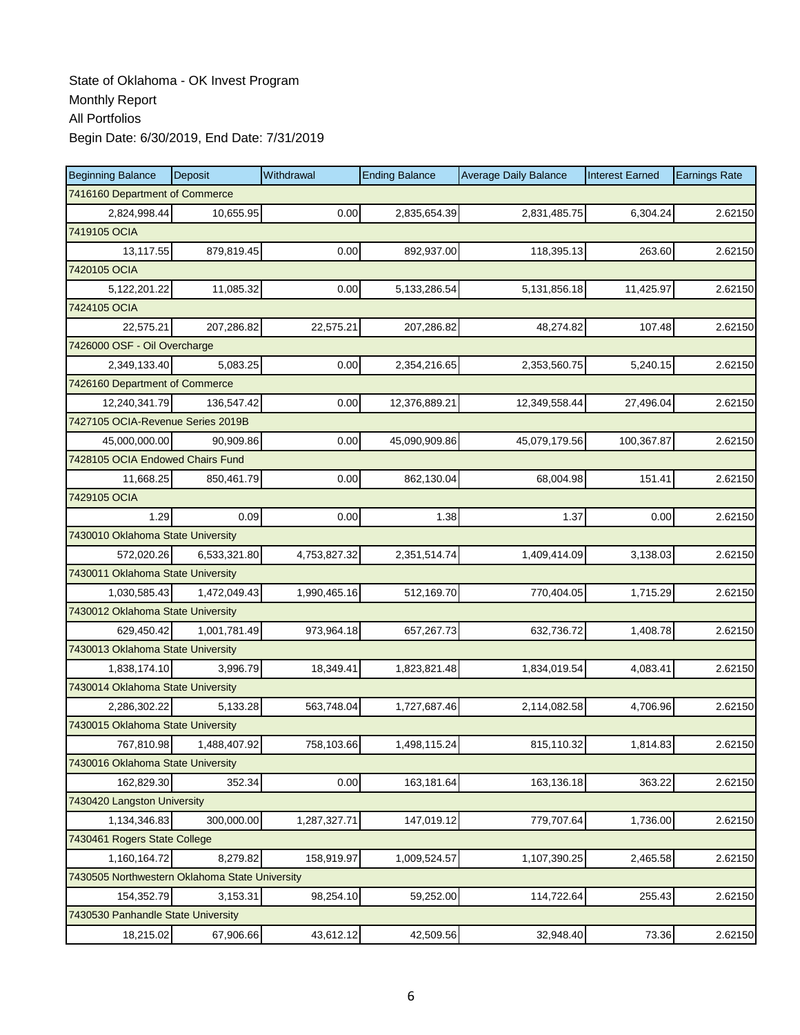State of Oklahoma - OK Invest Program
Monthly Report
All Portfolios
Begin Date: 6/30/2019, End Date: 7/31/2019

| Beginning Balance | Deposit | Withdrawal | Ending Balance | Average Daily Balance | Interest Earned | Earnings Rate |
|---|---|---|---|---|---|---|
| 7416160 Department of Commerce | | | | | | |
| 2,824,998.44 | 10,655.95 | 0.00 | 2,835,654.39 | 2,831,485.75 | 6,304.24 | 2.62150 |
| 7419105 OCIA | | | | | | |
| 13,117.55 | 879,819.45 | 0.00 | 892,937.00 | 118,395.13 | 263.60 | 2.62150 |
| 7420105 OCIA | | | | | | |
| 5,122,201.22 | 11,085.32 | 0.00 | 5,133,286.54 | 5,131,856.18 | 11,425.97 | 2.62150 |
| 7424105 OCIA | | | | | | |
| 22,575.21 | 207,286.82 | 22,575.21 | 207,286.82 | 48,274.82 | 107.48 | 2.62150 |
| 7426000 OSF - Oil Overcharge | | | | | | |
| 2,349,133.40 | 5,083.25 | 0.00 | 2,354,216.65 | 2,353,560.75 | 5,240.15 | 2.62150 |
| 7426160 Department of Commerce | | | | | | |
| 12,240,341.79 | 136,547.42 | 0.00 | 12,376,889.21 | 12,349,558.44 | 27,496.04 | 2.62150 |
| 7427105 OCIA-Revenue Series 2019B | | | | | | |
| 45,000,000.00 | 90,909.86 | 0.00 | 45,090,909.86 | 45,079,179.56 | 100,367.87 | 2.62150 |
| 7428105 OCIA Endowed Chairs Fund | | | | | | |
| 11,668.25 | 850,461.79 | 0.00 | 862,130.04 | 68,004.98 | 151.41 | 2.62150 |
| 7429105 OCIA | | | | | | |
| 1.29 | 0.09 | 0.00 | 1.38 | 1.37 | 0.00 | 2.62150 |
| 7430010 Oklahoma State University | | | | | | |
| 572,020.26 | 6,533,321.80 | 4,753,827.32 | 2,351,514.74 | 1,409,414.09 | 3,138.03 | 2.62150 |
| 7430011 Oklahoma State University | | | | | | |
| 1,030,585.43 | 1,472,049.43 | 1,990,465.16 | 512,169.70 | 770,404.05 | 1,715.29 | 2.62150 |
| 7430012 Oklahoma State University | | | | | | |
| 629,450.42 | 1,001,781.49 | 973,964.18 | 657,267.73 | 632,736.72 | 1,408.78 | 2.62150 |
| 7430013 Oklahoma State University | | | | | | |
| 1,838,174.10 | 3,996.79 | 18,349.41 | 1,823,821.48 | 1,834,019.54 | 4,083.41 | 2.62150 |
| 7430014 Oklahoma State University | | | | | | |
| 2,286,302.22 | 5,133.28 | 563,748.04 | 1,727,687.46 | 2,114,082.58 | 4,706.96 | 2.62150 |
| 7430015 Oklahoma State University | | | | | | |
| 767,810.98 | 1,488,407.92 | 758,103.66 | 1,498,115.24 | 815,110.32 | 1,814.83 | 2.62150 |
| 7430016 Oklahoma State University | | | | | | |
| 162,829.30 | 352.34 | 0.00 | 163,181.64 | 163,136.18 | 363.22 | 2.62150 |
| 7430420 Langston University | | | | | | |
| 1,134,346.83 | 300,000.00 | 1,287,327.71 | 147,019.12 | 779,707.64 | 1,736.00 | 2.62150 |
| 7430461 Rogers State College | | | | | | |
| 1,160,164.72 | 8,279.82 | 158,919.97 | 1,009,524.57 | 1,107,390.25 | 2,465.58 | 2.62150 |
| 7430505 Northwestern Oklahoma State University | | | | | | |
| 154,352.79 | 3,153.31 | 98,254.10 | 59,252.00 | 114,722.64 | 255.43 | 2.62150 |
| 7430530 Panhandle State University | | | | | | |
| 18,215.02 | 67,906.66 | 43,612.12 | 42,509.56 | 32,948.40 | 73.36 | 2.62150 |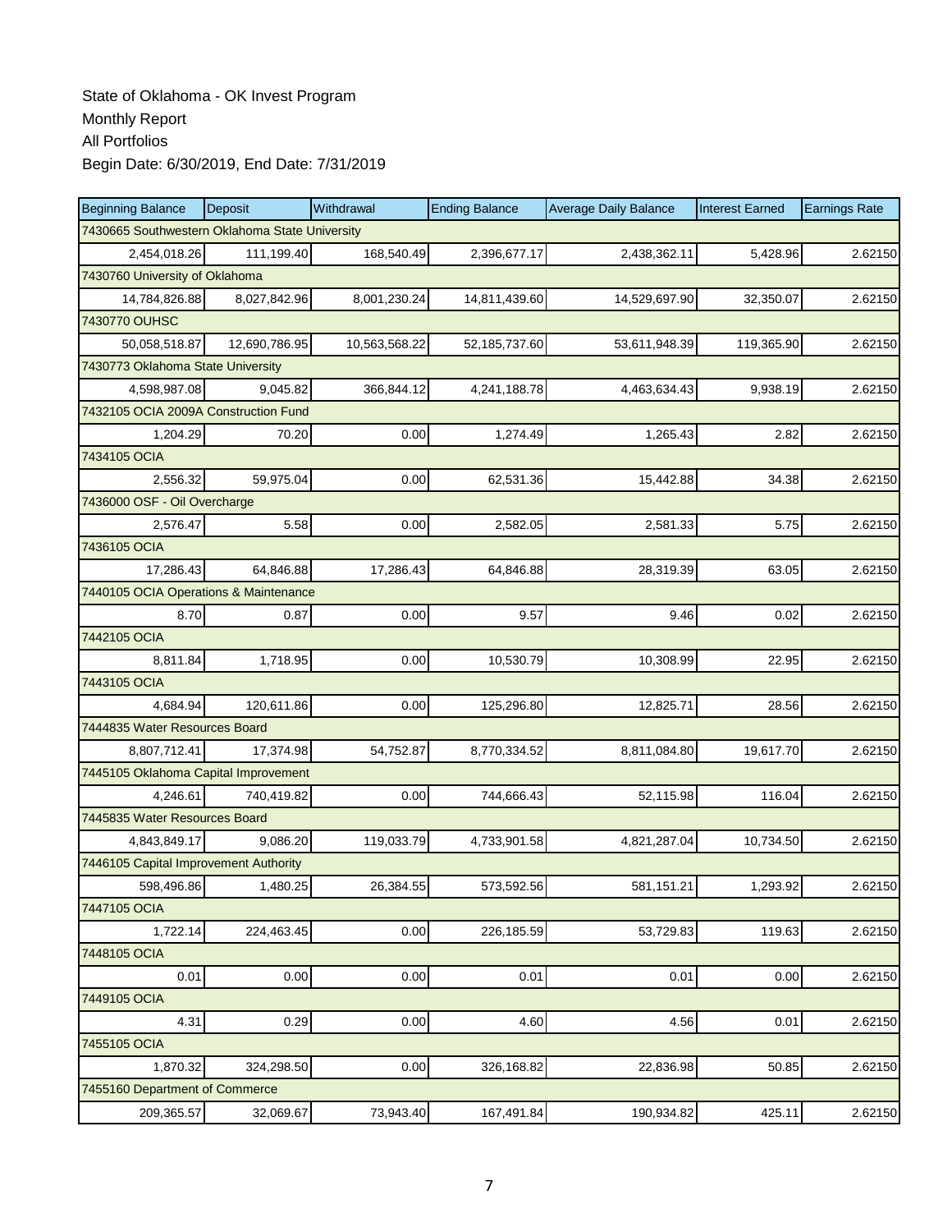State of Oklahoma - OK Invest Program
Monthly Report
All Portfolios
Begin Date: 6/30/2019, End Date: 7/31/2019

| Beginning Balance | Deposit | Withdrawal | Ending Balance | Average Daily Balance | Interest Earned | Earnings Rate |
|---|---|---|---|---|---|---|
| 7430665 Southwestern Oklahoma State University | | | | | | |
| 2,454,018.26 | 111,199.40 | 168,540.49 | 2,396,677.17 | 2,438,362.11 | 5,428.96 | 2.62150 |
| 7430760 University of Oklahoma | | | | | | |
| 14,784,826.88 | 8,027,842.96 | 8,001,230.24 | 14,811,439.60 | 14,529,697.90 | 32,350.07 | 2.62150 |
| 7430770 OUHSC | | | | | | |
| 50,058,518.87 | 12,690,786.95 | 10,563,568.22 | 52,185,737.60 | 53,611,948.39 | 119,365.90 | 2.62150 |
| 7430773 Oklahoma State University | | | | | | |
| 4,598,987.08 | 9,045.82 | 366,844.12 | 4,241,188.78 | 4,463,634.43 | 9,938.19 | 2.62150 |
| 7432105 OCIA 2009A Construction Fund | | | | | | |
| 1,204.29 | 70.20 | 0.00 | 1,274.49 | 1,265.43 | 2.82 | 2.62150 |
| 7434105 OCIA | | | | | | |
| 2,556.32 | 59,975.04 | 0.00 | 62,531.36 | 15,442.88 | 34.38 | 2.62150 |
| 7436000 OSF - Oil Overcharge | | | | | | |
| 2,576.47 | 5.58 | 0.00 | 2,582.05 | 2,581.33 | 5.75 | 2.62150 |
| 7436105 OCIA | | | | | | |
| 17,286.43 | 64,846.88 | 17,286.43 | 64,846.88 | 28,319.39 | 63.05 | 2.62150 |
| 7440105 OCIA Operations & Maintenance | | | | | | |
| 8.70 | 0.87 | 0.00 | 9.57 | 9.46 | 0.02 | 2.62150 |
| 7442105 OCIA | | | | | | |
| 8,811.84 | 1,718.95 | 0.00 | 10,530.79 | 10,308.99 | 22.95 | 2.62150 |
| 7443105 OCIA | | | | | | |
| 4,684.94 | 120,611.86 | 0.00 | 125,296.80 | 12,825.71 | 28.56 | 2.62150 |
| 7444835 Water Resources Board | | | | | | |
| 8,807,712.41 | 17,374.98 | 54,752.87 | 8,770,334.52 | 8,811,084.80 | 19,617.70 | 2.62150 |
| 7445105 Oklahoma Capital Improvement | | | | | | |
| 4,246.61 | 740,419.82 | 0.00 | 744,666.43 | 52,115.98 | 116.04 | 2.62150 |
| 7445835 Water Resources Board | | | | | | |
| 4,843,849.17 | 9,086.20 | 119,033.79 | 4,733,901.58 | 4,821,287.04 | 10,734.50 | 2.62150 |
| 7446105 Capital Improvement Authority | | | | | | |
| 598,496.86 | 1,480.25 | 26,384.55 | 573,592.56 | 581,151.21 | 1,293.92 | 2.62150 |
| 7447105 OCIA | | | | | | |
| 1,722.14 | 224,463.45 | 0.00 | 226,185.59 | 53,729.83 | 119.63 | 2.62150 |
| 7448105 OCIA | | | | | | |
| 0.01 | 0.00 | 0.00 | 0.01 | 0.01 | 0.00 | 2.62150 |
| 7449105 OCIA | | | | | | |
| 4.31 | 0.29 | 0.00 | 4.60 | 4.56 | 0.01 | 2.62150 |
| 7455105 OCIA | | | | | | |
| 1,870.32 | 324,298.50 | 0.00 | 326,168.82 | 22,836.98 | 50.85 | 2.62150 |
| 7455160 Department of Commerce | | | | | | |
| 209,365.57 | 32,069.67 | 73,943.40 | 167,491.84 | 190,934.82 | 425.11 | 2.62150 |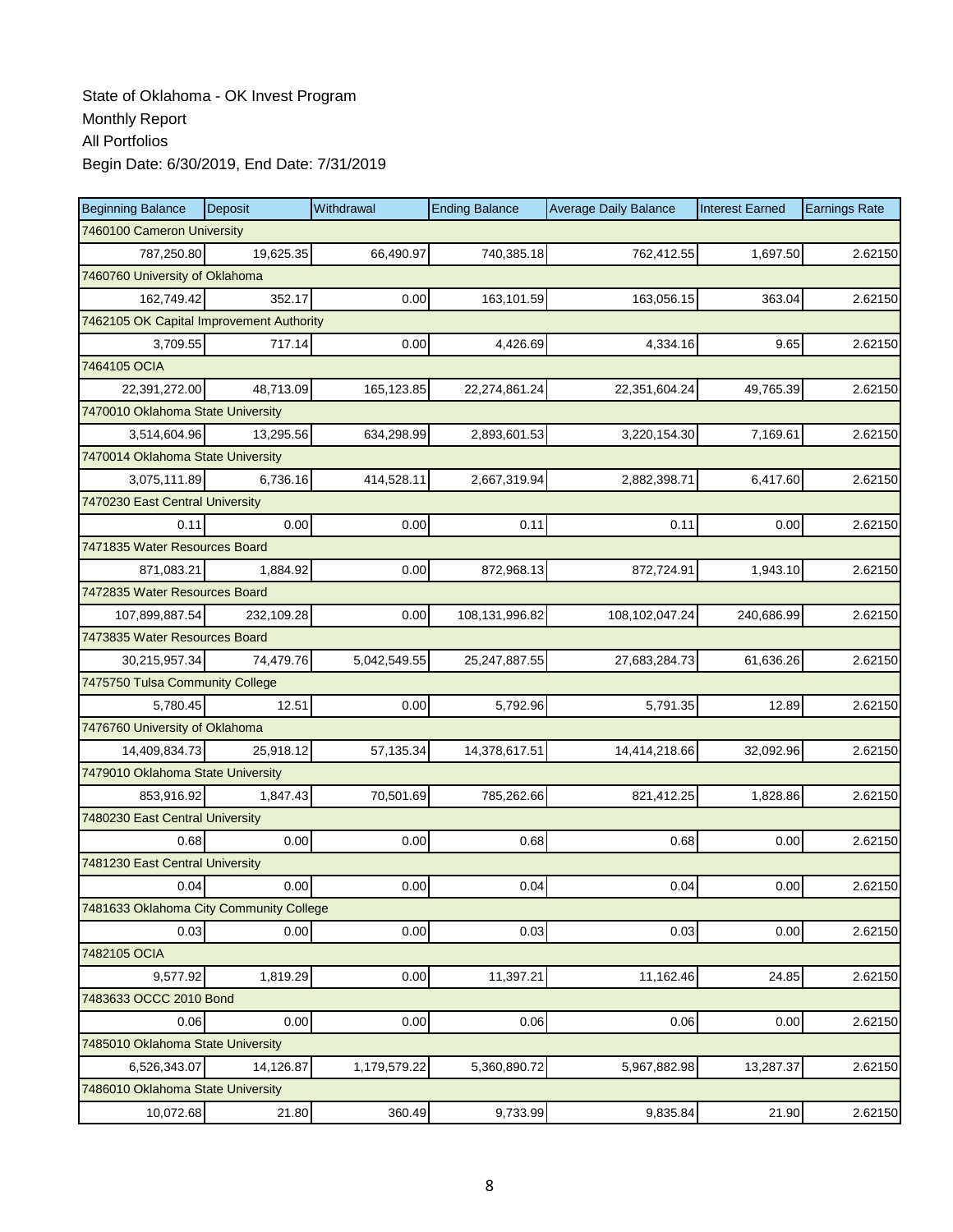State of Oklahoma - OK Invest Program
Monthly Report
All Portfolios
Begin Date: 6/30/2019, End Date: 7/31/2019

| Beginning Balance | Deposit | Withdrawal | Ending Balance | Average Daily Balance | Interest Earned | Earnings Rate |
|---|---|---|---|---|---|---|
| 7460100 Cameron University | | | | | | |
| 787,250.80 | 19,625.35 | 66,490.97 | 740,385.18 | 762,412.55 | 1,697.50 | 2.62150 |
| 7460760 University of Oklahoma | | | | | | |
| 162,749.42 | 352.17 | 0.00 | 163,101.59 | 163,056.15 | 363.04 | 2.62150 |
| 7462105 OK Capital Improvement Authority | | | | | | |
| 3,709.55 | 717.14 | 0.00 | 4,426.69 | 4,334.16 | 9.65 | 2.62150 |
| 7464105 OCIA | | | | | | |
| 22,391,272.00 | 48,713.09 | 165,123.85 | 22,274,861.24 | 22,351,604.24 | 49,765.39 | 2.62150 |
| 7470010 Oklahoma State University | | | | | | |
| 3,514,604.96 | 13,295.56 | 634,298.99 | 2,893,601.53 | 3,220,154.30 | 7,169.61 | 2.62150 |
| 7470014 Oklahoma State University | | | | | | |
| 3,075,111.89 | 6,736.16 | 414,528.11 | 2,667,319.94 | 2,882,398.71 | 6,417.60 | 2.62150 |
| 7470230 East Central University | | | | | | |
| 0.11 | 0.00 | 0.00 | 0.11 | 0.11 | 0.00 | 2.62150 |
| 7471835 Water Resources Board | | | | | | |
| 871,083.21 | 1,884.92 | 0.00 | 872,968.13 | 872,724.91 | 1,943.10 | 2.62150 |
| 7472835 Water Resources Board | | | | | | |
| 107,899,887.54 | 232,109.28 | 0.00 | 108,131,996.82 | 108,102,047.24 | 240,686.99 | 2.62150 |
| 7473835 Water Resources Board | | | | | | |
| 30,215,957.34 | 74,479.76 | 5,042,549.55 | 25,247,887.55 | 27,683,284.73 | 61,636.26 | 2.62150 |
| 7475750 Tulsa Community College | | | | | | |
| 5,780.45 | 12.51 | 0.00 | 5,792.96 | 5,791.35 | 12.89 | 2.62150 |
| 7476760 University of Oklahoma | | | | | | |
| 14,409,834.73 | 25,918.12 | 57,135.34 | 14,378,617.51 | 14,414,218.66 | 32,092.96 | 2.62150 |
| 7479010 Oklahoma State University | | | | | | |
| 853,916.92 | 1,847.43 | 70,501.69 | 785,262.66 | 821,412.25 | 1,828.86 | 2.62150 |
| 7480230 East Central University | | | | | | |
| 0.68 | 0.00 | 0.00 | 0.68 | 0.68 | 0.00 | 2.62150 |
| 7481230 East Central University | | | | | | |
| 0.04 | 0.00 | 0.00 | 0.04 | 0.04 | 0.00 | 2.62150 |
| 7481633 Oklahoma City Community College | | | | | | |
| 0.03 | 0.00 | 0.00 | 0.03 | 0.03 | 0.00 | 2.62150 |
| 7482105 OCIA | | | | | | |
| 9,577.92 | 1,819.29 | 0.00 | 11,397.21 | 11,162.46 | 24.85 | 2.62150 |
| 7483633 OCCC 2010 Bond | | | | | | |
| 0.06 | 0.00 | 0.00 | 0.06 | 0.06 | 0.00 | 2.62150 |
| 7485010 Oklahoma State University | | | | | | |
| 6,526,343.07 | 14,126.87 | 1,179,579.22 | 5,360,890.72 | 5,967,882.98 | 13,287.37 | 2.62150 |
| 7486010 Oklahoma State University | | | | | | |
| 10,072.68 | 21.80 | 360.49 | 9,733.99 | 9,835.84 | 21.90 | 2.62150 |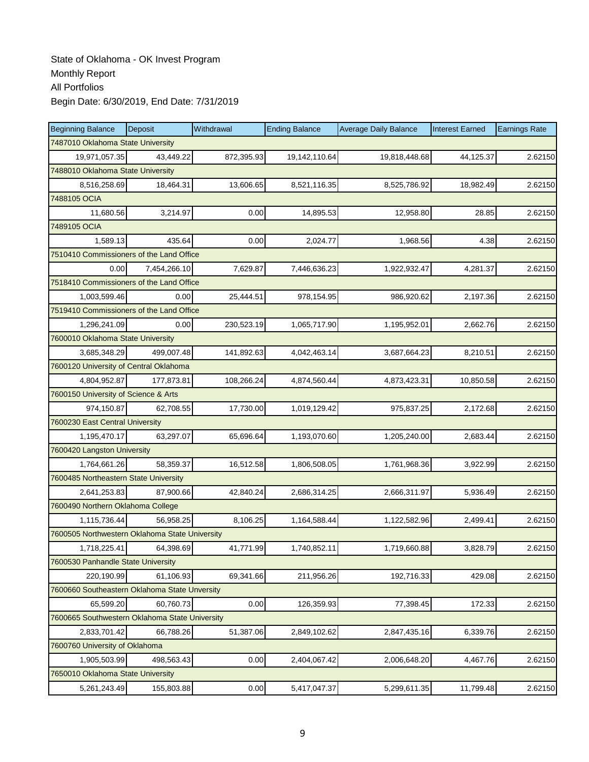State of Oklahoma - OK Invest Program

Monthly Report

All Portfolios

Begin Date: 6/30/2019, End Date: 7/31/2019

| Beginning Balance | Deposit | Withdrawal | Ending Balance | Average Daily Balance | Interest Earned | Earnings Rate |
|---|---|---|---|---|---|---|
| 7487010 Oklahoma State University | | | | | | |
| 19,971,057.35 | 43,449.22 | 872,395.93 | 19,142,110.64 | 19,818,448.68 | 44,125.37 | 2.62150 |
| 7488010 Oklahoma State University | | | | | | |
| 8,516,258.69 | 18,464.31 | 13,606.65 | 8,521,116.35 | 8,525,786.92 | 18,982.49 | 2.62150 |
| 7488105 OCIA | | | | | | |
| 11,680.56 | 3,214.97 | 0.00 | 14,895.53 | 12,958.80 | 28.85 | 2.62150 |
| 7489105 OCIA | | | | | | |
| 1,589.13 | 435.64 | 0.00 | 2,024.77 | 1,968.56 | 4.38 | 2.62150 |
| 7510410 Commissioners of the Land Office | | | | | | |
| 0.00 | 7,454,266.10 | 7,629.87 | 7,446,636.23 | 1,922,932.47 | 4,281.37 | 2.62150 |
| 7518410 Commissioners of the Land Office | | | | | | |
| 1,003,599.46 | 0.00 | 25,444.51 | 978,154.95 | 986,920.62 | 2,197.36 | 2.62150 |
| 7519410 Commissioners of the Land Office | | | | | | |
| 1,296,241.09 | 0.00 | 230,523.19 | 1,065,717.90 | 1,195,952.01 | 2,662.76 | 2.62150 |
| 7600010 Oklahoma State University | | | | | | |
| 3,685,348.29 | 499,007.48 | 141,892.63 | 4,042,463.14 | 3,687,664.23 | 8,210.51 | 2.62150 |
| 7600120 University of Central Oklahoma | | | | | | |
| 4,804,952.87 | 177,873.81 | 108,266.24 | 4,874,560.44 | 4,873,423.31 | 10,850.58 | 2.62150 |
| 7600150 University of Science & Arts | | | | | | |
| 974,150.87 | 62,708.55 | 17,730.00 | 1,019,129.42 | 975,837.25 | 2,172.68 | 2.62150 |
| 7600230 East Central University | | | | | | |
| 1,195,470.17 | 63,297.07 | 65,696.64 | 1,193,070.60 | 1,205,240.00 | 2,683.44 | 2.62150 |
| 7600420 Langston University | | | | | | |
| 1,764,661.26 | 58,359.37 | 16,512.58 | 1,806,508.05 | 1,761,968.36 | 3,922.99 | 2.62150 |
| 7600485 Northeastern State University | | | | | | |
| 2,641,253.83 | 87,900.66 | 42,840.24 | 2,686,314.25 | 2,666,311.97 | 5,936.49 | 2.62150 |
| 7600490 Northern Oklahoma College | | | | | | |
| 1,115,736.44 | 56,958.25 | 8,106.25 | 1,164,588.44 | 1,122,582.96 | 2,499.41 | 2.62150 |
| 7600505 Northwestern Oklahoma State University | | | | | | |
| 1,718,225.41 | 64,398.69 | 41,771.99 | 1,740,852.11 | 1,719,660.88 | 3,828.79 | 2.62150 |
| 7600530 Panhandle State University | | | | | | |
| 220,190.99 | 61,106.93 | 69,341.66 | 211,956.26 | 192,716.33 | 429.08 | 2.62150 |
| 7600660 Southeastern Oklahoma State Unversity | | | | | | |
| 65,599.20 | 60,760.73 | 0.00 | 126,359.93 | 77,398.45 | 172.33 | 2.62150 |
| 7600665 Southwestern Oklahoma State University | | | | | | |
| 2,833,701.42 | 66,788.26 | 51,387.06 | 2,849,102.62 | 2,847,435.16 | 6,339.76 | 2.62150 |
| 7600760 University of Oklahoma | | | | | | |
| 1,905,503.99 | 498,563.43 | 0.00 | 2,404,067.42 | 2,006,648.20 | 4,467.76 | 2.62150 |
| 7650010 Oklahoma State University | | | | | | |
| 5,261,243.49 | 155,803.88 | 0.00 | 5,417,047.37 | 5,299,611.35 | 11,799.48 | 2.62150 |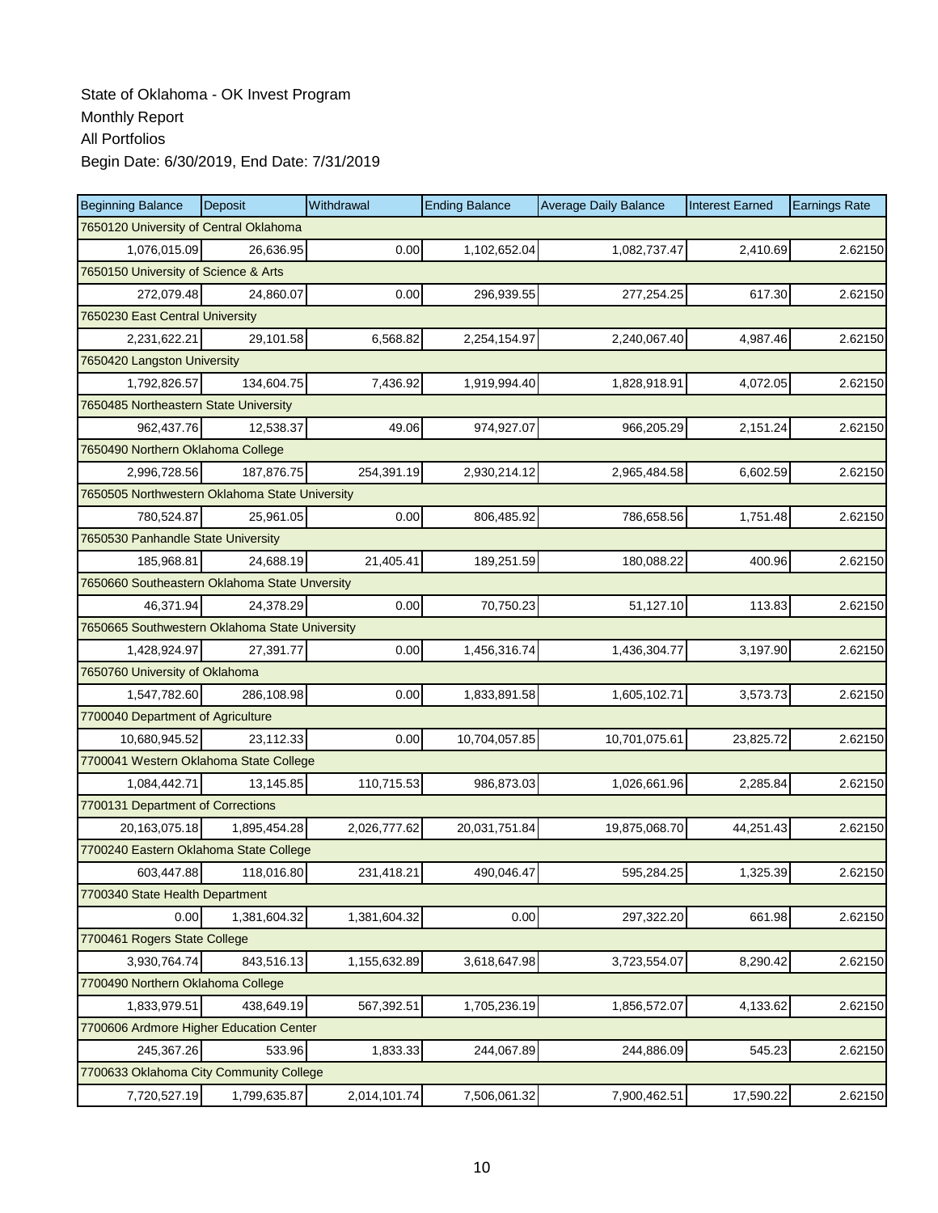State of Oklahoma - OK Invest Program

Monthly Report

All Portfolios

Begin Date: 6/30/2019, End Date: 7/31/2019

| Beginning Balance | Deposit | Withdrawal | Ending Balance | Average Daily Balance | Interest Earned | Earnings Rate |
|---|---|---|---|---|---|---|
| 7650120 University of Central Oklahoma | | | | | | |
| 1,076,015.09 | 26,636.95 | 0.00 | 1,102,652.04 | 1,082,737.47 | 2,410.69 | 2.62150 |
| 7650150 University of Science & Arts | | | | | | |
| 272,079.48 | 24,860.07 | 0.00 | 296,939.55 | 277,254.25 | 617.30 | 2.62150 |
| 7650230 East Central University | | | | | | |
| 2,231,622.21 | 29,101.58 | 6,568.82 | 2,254,154.97 | 2,240,067.40 | 4,987.46 | 2.62150 |
| 7650420 Langston University | | | | | | |
| 1,792,826.57 | 134,604.75 | 7,436.92 | 1,919,994.40 | 1,828,918.91 | 4,072.05 | 2.62150 |
| 7650485 Northeastern State University | | | | | | |
| 962,437.76 | 12,538.37 | 49.06 | 974,927.07 | 966,205.29 | 2,151.24 | 2.62150 |
| 7650490 Northern Oklahoma College | | | | | | |
| 2,996,728.56 | 187,876.75 | 254,391.19 | 2,930,214.12 | 2,965,484.58 | 6,602.59 | 2.62150 |
| 7650505 Northwestern Oklahoma State University | | | | | | |
| 780,524.87 | 25,961.05 | 0.00 | 806,485.92 | 786,658.56 | 1,751.48 | 2.62150 |
| 7650530 Panhandle State University | | | | | | |
| 185,968.81 | 24,688.19 | 21,405.41 | 189,251.59 | 180,088.22 | 400.96 | 2.62150 |
| 7650660 Southeastern Oklahoma State Unversity | | | | | | |
| 46,371.94 | 24,378.29 | 0.00 | 70,750.23 | 51,127.10 | 113.83 | 2.62150 |
| 7650665 Southwestern Oklahoma State University | | | | | | |
| 1,428,924.97 | 27,391.77 | 0.00 | 1,456,316.74 | 1,436,304.77 | 3,197.90 | 2.62150 |
| 7650760 University of Oklahoma | | | | | | |
| 1,547,782.60 | 286,108.98 | 0.00 | 1,833,891.58 | 1,605,102.71 | 3,573.73 | 2.62150 |
| 7700040 Department of Agriculture | | | | | | |
| 10,680,945.52 | 23,112.33 | 0.00 | 10,704,057.85 | 10,701,075.61 | 23,825.72 | 2.62150 |
| 7700041 Western Oklahoma State College | | | | | | |
| 1,084,442.71 | 13,145.85 | 110,715.53 | 986,873.03 | 1,026,661.96 | 2,285.84 | 2.62150 |
| 7700131 Department of Corrections | | | | | | |
| 20,163,075.18 | 1,895,454.28 | 2,026,777.62 | 20,031,751.84 | 19,875,068.70 | 44,251.43 | 2.62150 |
| 7700240 Eastern Oklahoma State College | | | | | | |
| 603,447.88 | 118,016.80 | 231,418.21 | 490,046.47 | 595,284.25 | 1,325.39 | 2.62150 |
| 7700340 State Health Department | | | | | | |
| 0.00 | 1,381,604.32 | 1,381,604.32 | 0.00 | 297,322.20 | 661.98 | 2.62150 |
| 7700461 Rogers State College | | | | | | |
| 3,930,764.74 | 843,516.13 | 1,155,632.89 | 3,618,647.98 | 3,723,554.07 | 8,290.42 | 2.62150 |
| 7700490 Northern Oklahoma College | | | | | | |
| 1,833,979.51 | 438,649.19 | 567,392.51 | 1,705,236.19 | 1,856,572.07 | 4,133.62 | 2.62150 |
| 7700606 Ardmore Higher Education Center | | | | | | |
| 245,367.26 | 533.96 | 1,833.33 | 244,067.89 | 244,886.09 | 545.23 | 2.62150 |
| 7700633 Oklahoma City Community College | | | | | | |
| 7,720,527.19 | 1,799,635.87 | 2,014,101.74 | 7,506,061.32 | 7,900,462.51 | 17,590.22 | 2.62150 |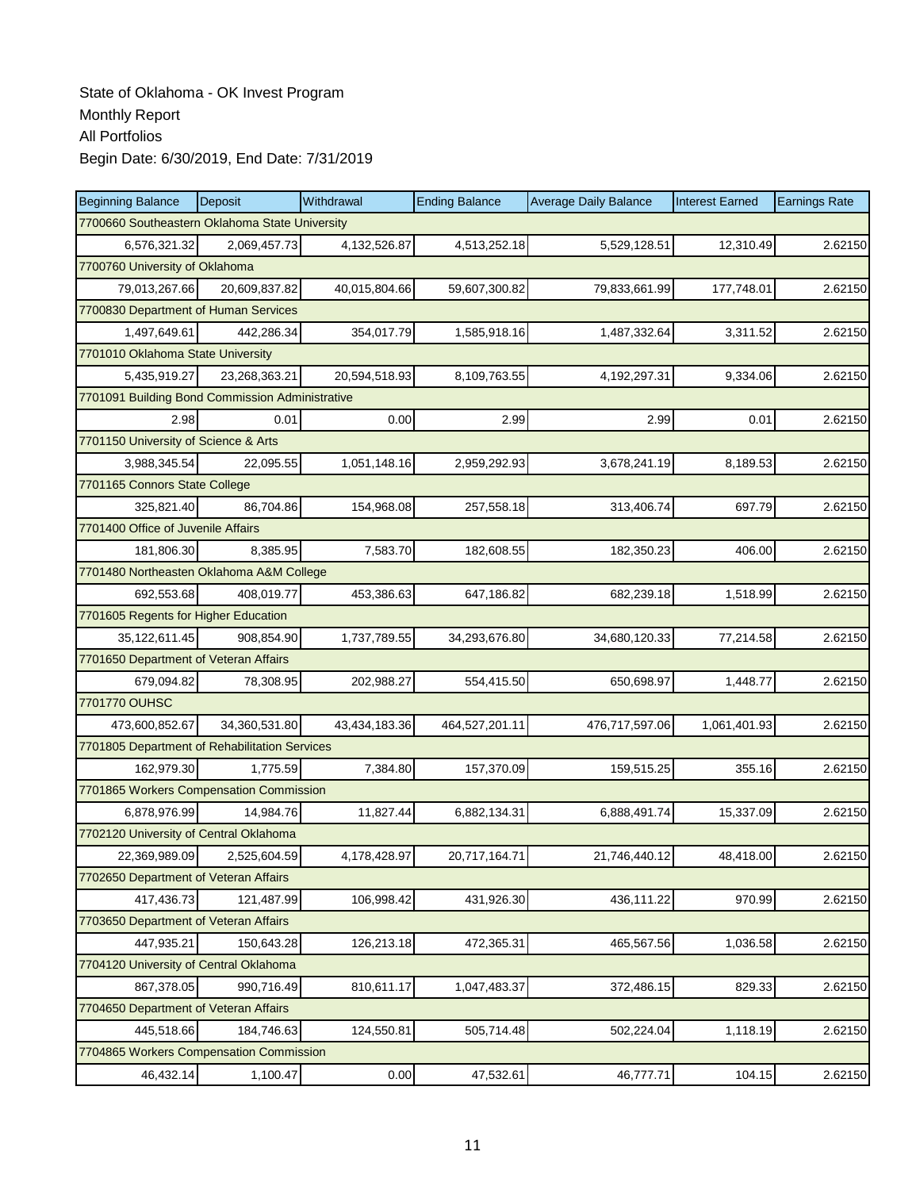State of Oklahoma - OK Invest Program

Monthly Report

All Portfolios

Begin Date: 6/30/2019, End Date: 7/31/2019

| Beginning Balance | Deposit | Withdrawal | Ending Balance | Average Daily Balance | Interest Earned | Earnings Rate |
|---|---|---|---|---|---|---|
| 7700660 Southeastern Oklahoma State University | | | | | | |
| 6,576,321.32 | 2,069,457.73 | 4,132,526.87 | 4,513,252.18 | 5,529,128.51 | 12,310.49 | 2.62150 |
| 7700760 University of Oklahoma | | | | | | |
| 79,013,267.66 | 20,609,837.82 | 40,015,804.66 | 59,607,300.82 | 79,833,661.99 | 177,748.01 | 2.62150 |
| 7700830 Department of Human Services | | | | | | |
| 1,497,649.61 | 442,286.34 | 354,017.79 | 1,585,918.16 | 1,487,332.64 | 3,311.52 | 2.62150 |
| 7701010 Oklahoma State University | | | | | | |
| 5,435,919.27 | 23,268,363.21 | 20,594,518.93 | 8,109,763.55 | 4,192,297.31 | 9,334.06 | 2.62150 |
| 7701091 Building Bond Commission Administrative | | | | | | |
| 2.98 | 0.01 | 0.00 | 2.99 | 2.99 | 0.01 | 2.62150 |
| 7701150 University of Science & Arts | | | | | | |
| 3,988,345.54 | 22,095.55 | 1,051,148.16 | 2,959,292.93 | 3,678,241.19 | 8,189.53 | 2.62150 |
| 7701165 Connors State College | | | | | | |
| 325,821.40 | 86,704.86 | 154,968.08 | 257,558.18 | 313,406.74 | 697.79 | 2.62150 |
| 7701400 Office of Juvenile Affairs | | | | | | |
| 181,806.30 | 8,385.95 | 7,583.70 | 182,608.55 | 182,350.23 | 406.00 | 2.62150 |
| 7701480 Northeasten Oklahoma A&M College | | | | | | |
| 692,553.68 | 408,019.77 | 453,386.63 | 647,186.82 | 682,239.18 | 1,518.99 | 2.62150 |
| 7701605 Regents for Higher Education | | | | | | |
| 35,122,611.45 | 908,854.90 | 1,737,789.55 | 34,293,676.80 | 34,680,120.33 | 77,214.58 | 2.62150 |
| 7701650 Department of Veteran Affairs | | | | | | |
| 679,094.82 | 78,308.95 | 202,988.27 | 554,415.50 | 650,698.97 | 1,448.77 | 2.62150 |
| 7701770 OUHSC | | | | | | |
| 473,600,852.67 | 34,360,531.80 | 43,434,183.36 | 464,527,201.11 | 476,717,597.06 | 1,061,401.93 | 2.62150 |
| 7701805 Department of Rehabilitation Services | | | | | | |
| 162,979.30 | 1,775.59 | 7,384.80 | 157,370.09 | 159,515.25 | 355.16 | 2.62150 |
| 7701865 Workers Compensation Commission | | | | | | |
| 6,878,976.99 | 14,984.76 | 11,827.44 | 6,882,134.31 | 6,888,491.74 | 15,337.09 | 2.62150 |
| 7702120 University of Central Oklahoma | | | | | | |
| 22,369,989.09 | 2,525,604.59 | 4,178,428.97 | 20,717,164.71 | 21,746,440.12 | 48,418.00 | 2.62150 |
| 7702650 Department of Veteran Affairs | | | | | | |
| 417,436.73 | 121,487.99 | 106,998.42 | 431,926.30 | 436,111.22 | 970.99 | 2.62150 |
| 7703650 Department of Veteran Affairs | | | | | | |
| 447,935.21 | 150,643.28 | 126,213.18 | 472,365.31 | 465,567.56 | 1,036.58 | 2.62150 |
| 7704120 University of Central Oklahoma | | | | | | |
| 867,378.05 | 990,716.49 | 810,611.17 | 1,047,483.37 | 372,486.15 | 829.33 | 2.62150 |
| 7704650 Department of Veteran Affairs | | | | | | |
| 445,518.66 | 184,746.63 | 124,550.81 | 505,714.48 | 502,224.04 | 1,118.19 | 2.62150 |
| 7704865 Workers Compensation Commission | | | | | | |
| 46,432.14 | 1,100.47 | 0.00 | 47,532.61 | 46,777.71 | 104.15 | 2.62150 |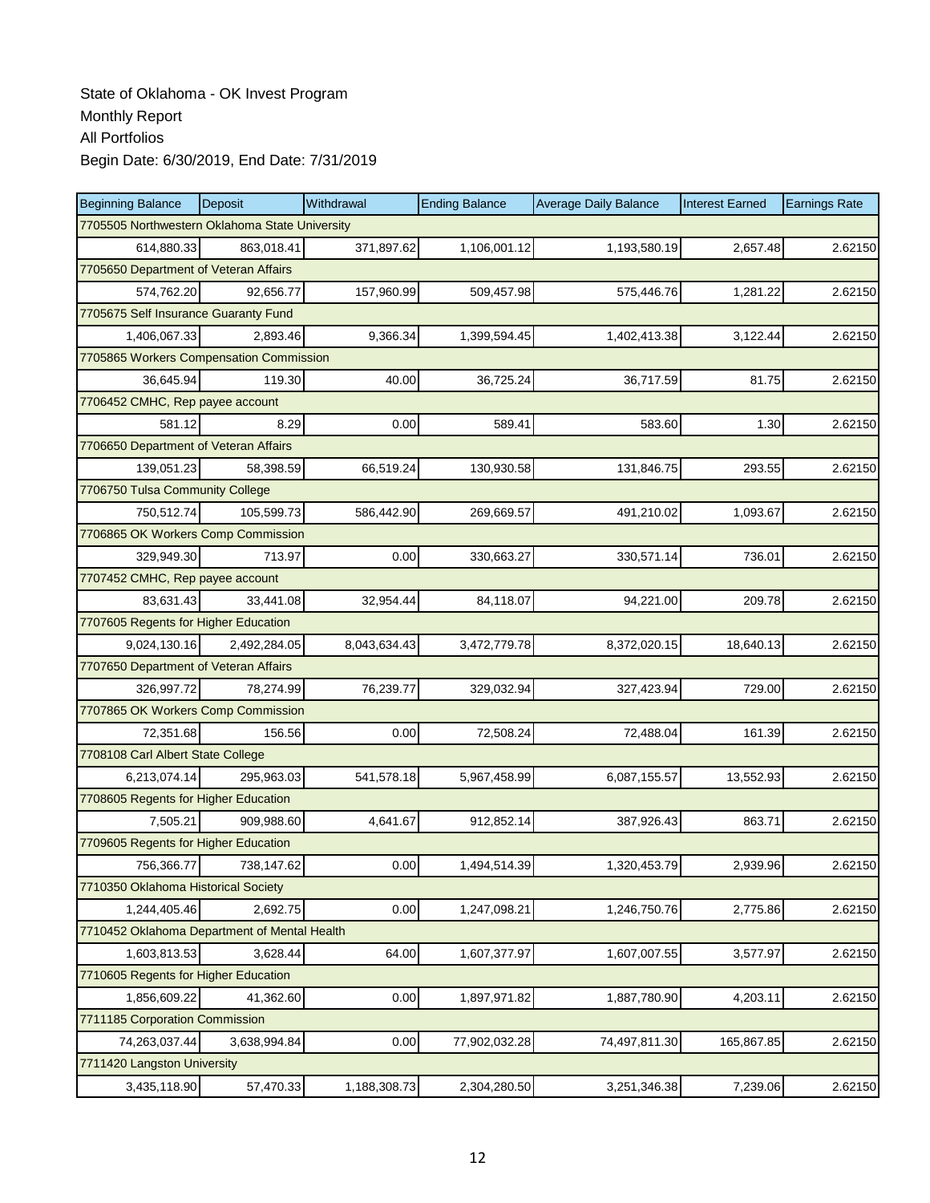State of Oklahoma - OK Invest Program
Monthly Report
All Portfolios
Begin Date: 6/30/2019, End Date: 7/31/2019

| Beginning Balance | Deposit | Withdrawal | Ending Balance | Average Daily Balance | Interest Earned | Earnings Rate |
|---|---|---|---|---|---|---|
| 7705505 Northwestern Oklahoma State University | | | | | | |
| 614,880.33 | 863,018.41 | 371,897.62 | 1,106,001.12 | 1,193,580.19 | 2,657.48 | 2.62150 |
| 7705650 Department of Veteran Affairs | | | | | | |
| 574,762.20 | 92,656.77 | 157,960.99 | 509,457.98 | 575,446.76 | 1,281.22 | 2.62150 |
| 7705675 Self Insurance Guaranty Fund | | | | | | |
| 1,406,067.33 | 2,893.46 | 9,366.34 | 1,399,594.45 | 1,402,413.38 | 3,122.44 | 2.62150 |
| 7705865 Workers Compensation Commission | | | | | | |
| 36,645.94 | 119.30 | 40.00 | 36,725.24 | 36,717.59 | 81.75 | 2.62150 |
| 7706452 CMHC, Rep payee account | | | | | | |
| 581.12 | 8.29 | 0.00 | 589.41 | 583.60 | 1.30 | 2.62150 |
| 7706650 Department of Veteran Affairs | | | | | | |
| 139,051.23 | 58,398.59 | 66,519.24 | 130,930.58 | 131,846.75 | 293.55 | 2.62150 |
| 7706750 Tulsa Community College | | | | | | |
| 750,512.74 | 105,599.73 | 586,442.90 | 269,669.57 | 491,210.02 | 1,093.67 | 2.62150 |
| 7706865 OK Workers Comp Commission | | | | | | |
| 329,949.30 | 713.97 | 0.00 | 330,663.27 | 330,571.14 | 736.01 | 2.62150 |
| 7707452 CMHC, Rep payee account | | | | | | |
| 83,631.43 | 33,441.08 | 32,954.44 | 84,118.07 | 94,221.00 | 209.78 | 2.62150 |
| 7707605 Regents for Higher Education | | | | | | |
| 9,024,130.16 | 2,492,284.05 | 8,043,634.43 | 3,472,779.78 | 8,372,020.15 | 18,640.13 | 2.62150 |
| 7707650 Department of Veteran Affairs | | | | | | |
| 326,997.72 | 78,274.99 | 76,239.77 | 329,032.94 | 327,423.94 | 729.00 | 2.62150 |
| 7707865 OK Workers Comp Commission | | | | | | |
| 72,351.68 | 156.56 | 0.00 | 72,508.24 | 72,488.04 | 161.39 | 2.62150 |
| 7708108 Carl Albert State College | | | | | | |
| 6,213,074.14 | 295,963.03 | 541,578.18 | 5,967,458.99 | 6,087,155.57 | 13,552.93 | 2.62150 |
| 7708605 Regents for Higher Education | | | | | | |
| 7,505.21 | 909,988.60 | 4,641.67 | 912,852.14 | 387,926.43 | 863.71 | 2.62150 |
| 7709605 Regents for Higher Education | | | | | | |
| 756,366.77 | 738,147.62 | 0.00 | 1,494,514.39 | 1,320,453.79 | 2,939.96 | 2.62150 |
| 7710350 Oklahoma Historical Society | | | | | | |
| 1,244,405.46 | 2,692.75 | 0.00 | 1,247,098.21 | 1,246,750.76 | 2,775.86 | 2.62150 |
| 7710452 Oklahoma Department of Mental Health | | | | | | |
| 1,603,813.53 | 3,628.44 | 64.00 | 1,607,377.97 | 1,607,007.55 | 3,577.97 | 2.62150 |
| 7710605 Regents for Higher Education | | | | | | |
| 1,856,609.22 | 41,362.60 | 0.00 | 1,897,971.82 | 1,887,780.90 | 4,203.11 | 2.62150 |
| 7711185 Corporation Commission | | | | | | |
| 74,263,037.44 | 3,638,994.84 | 0.00 | 77,902,032.28 | 74,497,811.30 | 165,867.85 | 2.62150 |
| 7711420 Langston University | | | | | | |
| 3,435,118.90 | 57,470.33 | 1,188,308.73 | 2,304,280.50 | 3,251,346.38 | 7,239.06 | 2.62150 |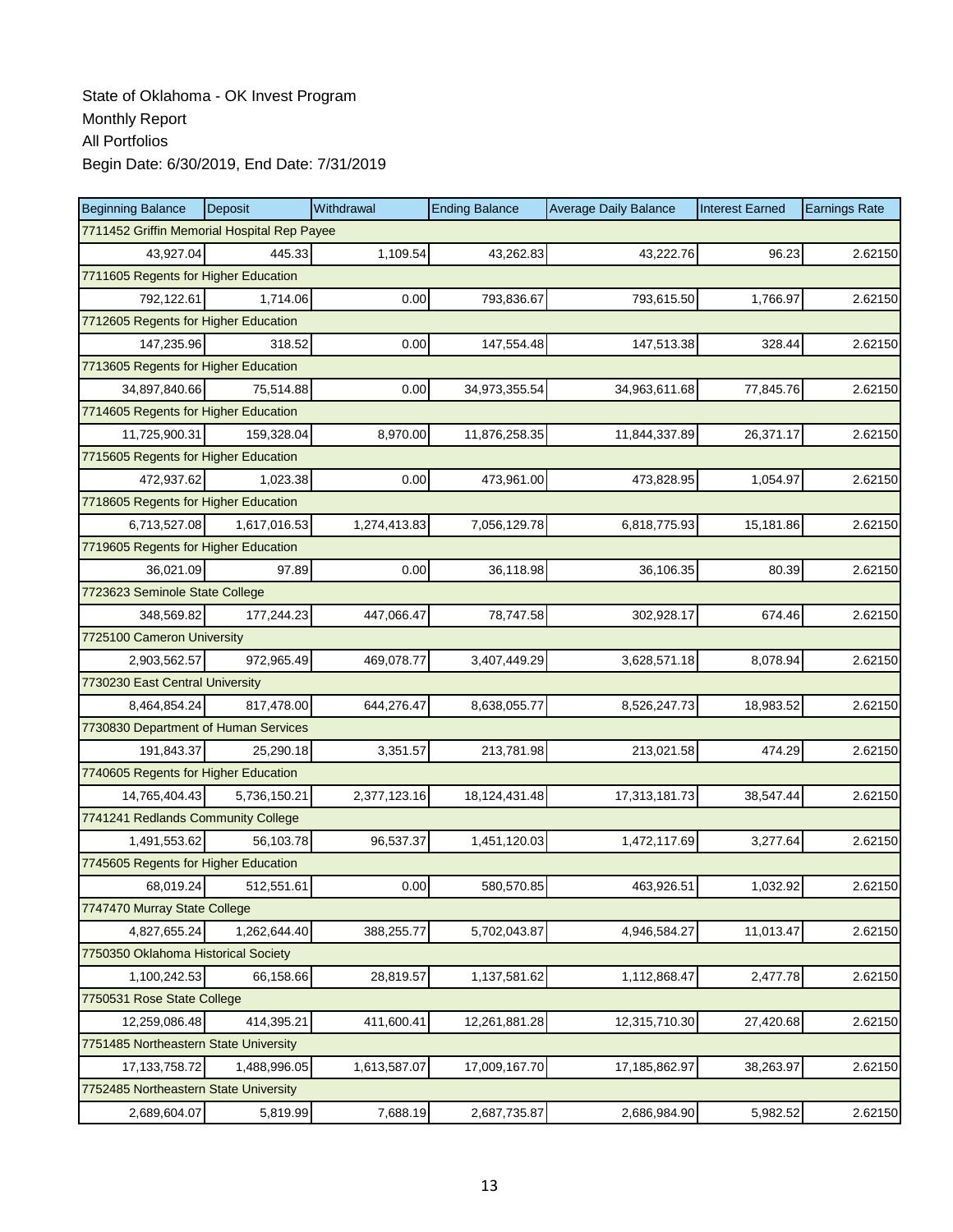State of Oklahoma - OK Invest Program

Monthly Report

All Portfolios

Begin Date: 6/30/2019, End Date: 7/31/2019

| Beginning Balance | Deposit | Withdrawal | Ending Balance | Average Daily Balance | Interest Earned | Earnings Rate |
|---|---|---|---|---|---|---|
| 7711452 Griffin Memorial Hospital Rep Payee | | | | | | |
| 43,927.04 | 445.33 | 1,109.54 | 43,262.83 | 43,222.76 | 96.23 | 2.62150 |
| 7711605 Regents for Higher Education | | | | | | |
| 792,122.61 | 1,714.06 | 0.00 | 793,836.67 | 793,615.50 | 1,766.97 | 2.62150 |
| 7712605 Regents for Higher Education | | | | | | |
| 147,235.96 | 318.52 | 0.00 | 147,554.48 | 147,513.38 | 328.44 | 2.62150 |
| 7713605 Regents for Higher Education | | | | | | |
| 34,897,840.66 | 75,514.88 | 0.00 | 34,973,355.54 | 34,963,611.68 | 77,845.76 | 2.62150 |
| 7714605 Regents for Higher Education | | | | | | |
| 11,725,900.31 | 159,328.04 | 8,970.00 | 11,876,258.35 | 11,844,337.89 | 26,371.17 | 2.62150 |
| 7715605 Regents for Higher Education | | | | | | |
| 472,937.62 | 1,023.38 | 0.00 | 473,961.00 | 473,828.95 | 1,054.97 | 2.62150 |
| 7718605 Regents for Higher Education | | | | | | |
| 6,713,527.08 | 1,617,016.53 | 1,274,413.83 | 7,056,129.78 | 6,818,775.93 | 15,181.86 | 2.62150 |
| 7719605 Regents for Higher Education | | | | | | |
| 36,021.09 | 97.89 | 0.00 | 36,118.98 | 36,106.35 | 80.39 | 2.62150 |
| 7723623 Seminole State College | | | | | | |
| 348,569.82 | 177,244.23 | 447,066.47 | 78,747.58 | 302,928.17 | 674.46 | 2.62150 |
| 7725100 Cameron University | | | | | | |
| 2,903,562.57 | 972,965.49 | 469,078.77 | 3,407,449.29 | 3,628,571.18 | 8,078.94 | 2.62150 |
| 7730230 East Central University | | | | | | |
| 8,464,854.24 | 817,478.00 | 644,276.47 | 8,638,055.77 | 8,526,247.73 | 18,983.52 | 2.62150 |
| 7730830 Department of Human Services | | | | | | |
| 191,843.37 | 25,290.18 | 3,351.57 | 213,781.98 | 213,021.58 | 474.29 | 2.62150 |
| 7740605 Regents for Higher Education | | | | | | |
| 14,765,404.43 | 5,736,150.21 | 2,377,123.16 | 18,124,431.48 | 17,313,181.73 | 38,547.44 | 2.62150 |
| 7741241 Redlands Community College | | | | | | |
| 1,491,553.62 | 56,103.78 | 96,537.37 | 1,451,120.03 | 1,472,117.69 | 3,277.64 | 2.62150 |
| 7745605 Regents for Higher Education | | | | | | |
| 68,019.24 | 512,551.61 | 0.00 | 580,570.85 | 463,926.51 | 1,032.92 | 2.62150 |
| 7747470 Murray State College | | | | | | |
| 4,827,655.24 | 1,262,644.40 | 388,255.77 | 5,702,043.87 | 4,946,584.27 | 11,013.47 | 2.62150 |
| 7750350 Oklahoma Historical Society | | | | | | |
| 1,100,242.53 | 66,158.66 | 28,819.57 | 1,137,581.62 | 1,112,868.47 | 2,477.78 | 2.62150 |
| 7750531 Rose State College | | | | | | |
| 12,259,086.48 | 414,395.21 | 411,600.41 | 12,261,881.28 | 12,315,710.30 | 27,420.68 | 2.62150 |
| 7751485 Northeastern State University | | | | | | |
| 17,133,758.72 | 1,488,996.05 | 1,613,587.07 | 17,009,167.70 | 17,185,862.97 | 38,263.97 | 2.62150 |
| 7752485 Northeastern State University | | | | | | |
| 2,689,604.07 | 5,819.99 | 7,688.19 | 2,687,735.87 | 2,686,984.90 | 5,982.52 | 2.62150 |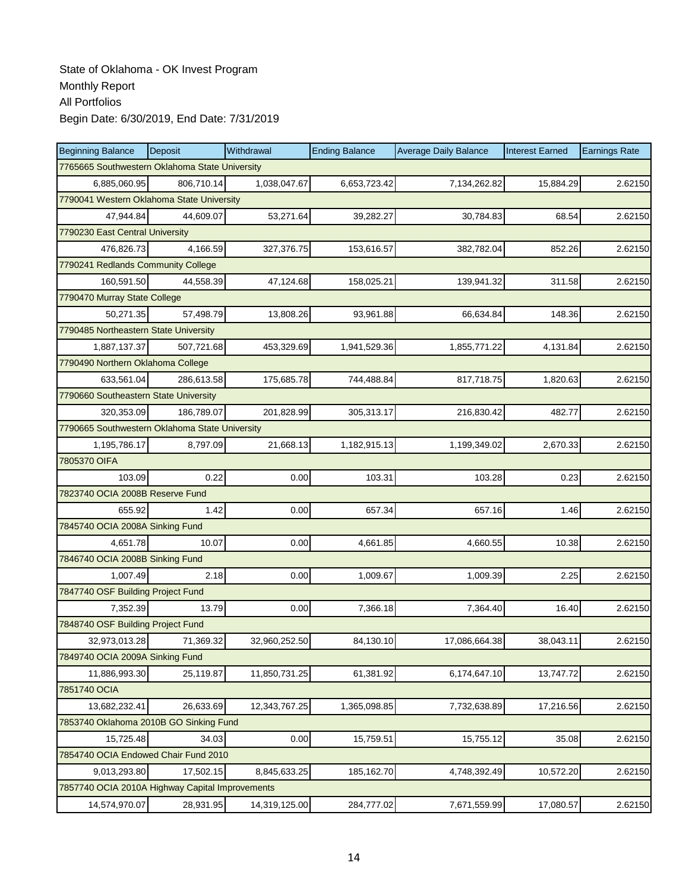State of Oklahoma - OK Invest Program
Monthly Report
All Portfolios
Begin Date: 6/30/2019, End Date: 7/31/2019

| Beginning Balance | Deposit | Withdrawal | Ending Balance | Average Daily Balance | Interest Earned | Earnings Rate |
|---|---|---|---|---|---|---|
| 7765665 Southwestern Oklahoma State University | | | | | | |
| 6,885,060.95 | 806,710.14 | 1,038,047.67 | 6,653,723.42 | 7,134,262.82 | 15,884.29 | 2.62150 |
| 7790041 Western Oklahoma State University | | | | | | |
| 47,944.84 | 44,609.07 | 53,271.64 | 39,282.27 | 30,784.83 | 68.54 | 2.62150 |
| 7790230 East Central University | | | | | | |
| 476,826.73 | 4,166.59 | 327,376.75 | 153,616.57 | 382,782.04 | 852.26 | 2.62150 |
| 7790241 Redlands Community College | | | | | | |
| 160,591.50 | 44,558.39 | 47,124.68 | 158,025.21 | 139,941.32 | 311.58 | 2.62150 |
| 7790470 Murray State College | | | | | | |
| 50,271.35 | 57,498.79 | 13,808.26 | 93,961.88 | 66,634.84 | 148.36 | 2.62150 |
| 7790485 Northeastern State University | | | | | | |
| 1,887,137.37 | 507,721.68 | 453,329.69 | 1,941,529.36 | 1,855,771.22 | 4,131.84 | 2.62150 |
| 7790490 Northern Oklahoma College | | | | | | |
| 633,561.04 | 286,613.58 | 175,685.78 | 744,488.84 | 817,718.75 | 1,820.63 | 2.62150 |
| 7790660 Southeastern State University | | | | | | |
| 320,353.09 | 186,789.07 | 201,828.99 | 305,313.17 | 216,830.42 | 482.77 | 2.62150 |
| 7790665 Southwestern Oklahoma State University | | | | | | |
| 1,195,786.17 | 8,797.09 | 21,668.13 | 1,182,915.13 | 1,199,349.02 | 2,670.33 | 2.62150 |
| 7805370 OIFA | | | | | | |
| 103.09 | 0.22 | 0.00 | 103.31 | 103.28 | 0.23 | 2.62150 |
| 7823740 OCIA 2008B Reserve Fund | | | | | | |
| 655.92 | 1.42 | 0.00 | 657.34 | 657.16 | 1.46 | 2.62150 |
| 7845740 OCIA 2008A Sinking Fund | | | | | | |
| 4,651.78 | 10.07 | 0.00 | 4,661.85 | 4,660.55 | 10.38 | 2.62150 |
| 7846740 OCIA 2008B Sinking Fund | | | | | | |
| 1,007.49 | 2.18 | 0.00 | 1,009.67 | 1,009.39 | 2.25 | 2.62150 |
| 7847740 OSF Building Project Fund | | | | | | |
| 7,352.39 | 13.79 | 0.00 | 7,366.18 | 7,364.40 | 16.40 | 2.62150 |
| 7848740 OSF Building Project Fund | | | | | | |
| 32,973,013.28 | 71,369.32 | 32,960,252.50 | 84,130.10 | 17,086,664.38 | 38,043.11 | 2.62150 |
| 7849740 OCIA 2009A Sinking Fund | | | | | | |
| 11,886,993.30 | 25,119.87 | 11,850,731.25 | 61,381.92 | 6,174,647.10 | 13,747.72 | 2.62150 |
| 7851740 OCIA | | | | | | |
| 13,682,232.41 | 26,633.69 | 12,343,767.25 | 1,365,098.85 | 7,732,638.89 | 17,216.56 | 2.62150 |
| 7853740 Oklahoma 2010B GO Sinking Fund | | | | | | |
| 15,725.48 | 34.03 | 0.00 | 15,759.51 | 15,755.12 | 35.08 | 2.62150 |
| 7854740 OCIA Endowed Chair Fund 2010 | | | | | | |
| 9,013,293.80 | 17,502.15 | 8,845,633.25 | 185,162.70 | 4,748,392.49 | 10,572.20 | 2.62150 |
| 7857740 OCIA 2010A Highway Capital Improvements | | | | | | |
| 14,574,970.07 | 28,931.95 | 14,319,125.00 | 284,777.02 | 7,671,559.99 | 17,080.57 | 2.62150 |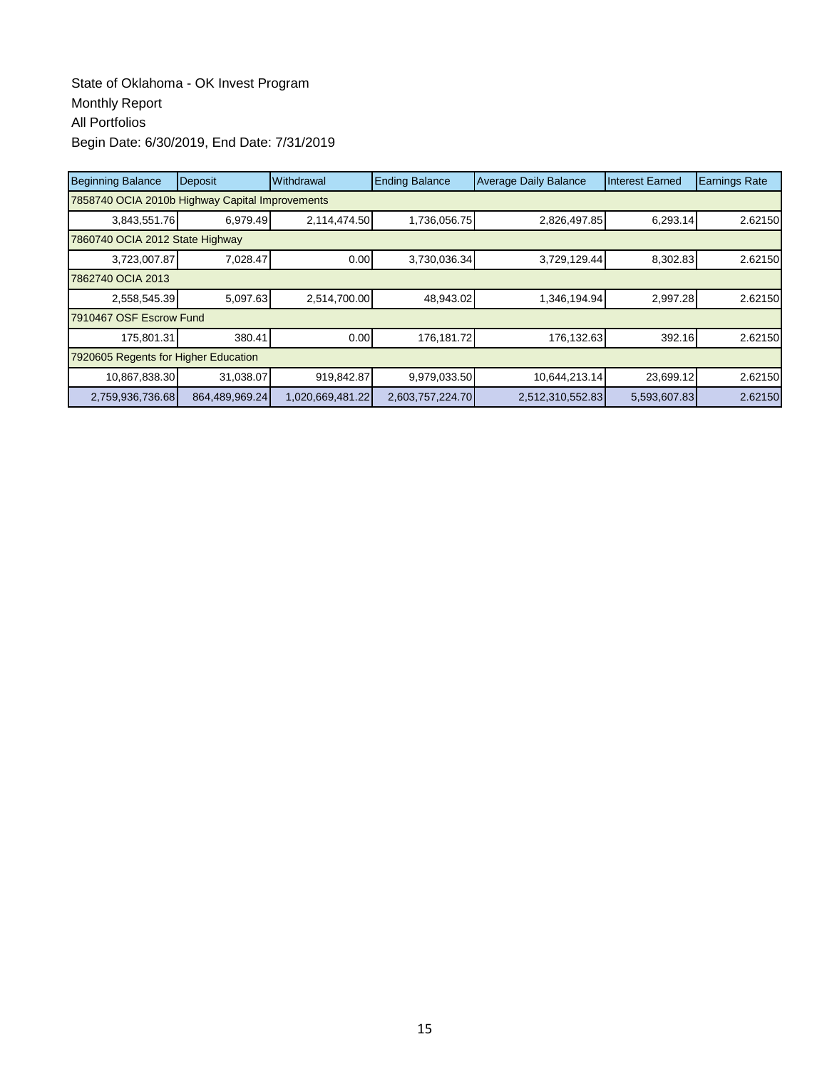State of Oklahoma - OK Invest Program

Monthly Report

All Portfolios

Begin Date: 6/30/2019, End Date: 7/31/2019

| Beginning Balance | Deposit | Withdrawal | Ending Balance | Average Daily Balance | Interest Earned | Earnings Rate |
|---|---|---|---|---|---|---|
| 7858740 OCIA 2010b Highway Capital Improvements | | | | | | |
| 3,843,551.76 | 6,979.49 | 2,114,474.50 | 1,736,056.75 | 2,826,497.85 | 6,293.14 | 2.62150 |
| 7860740 OCIA 2012 State Highway | | | | | | |
| 3,723,007.87 | 7,028.47 | 0.00 | 3,730,036.34 | 3,729,129.44 | 8,302.83 | 2.62150 |
| 7862740 OCIA 2013 | | | | | | |
| 2,558,545.39 | 5,097.63 | 2,514,700.00 | 48,943.02 | 1,346,194.94 | 2,997.28 | 2.62150 |
| 7910467 OSF Escrow Fund | | | | | | |
| 175,801.31 | 380.41 | 0.00 | 176,181.72 | 176,132.63 | 392.16 | 2.62150 |
| 7920605 Regents for Higher Education | | | | | | |
| 10,867,838.30 | 31,038.07 | 919,842.87 | 9,979,033.50 | 10,644,213.14 | 23,699.12 | 2.62150 |
| 2,759,936,736.68 | 864,489,969.24 | 1,020,669,481.22 | 2,603,757,224.70 | 2,512,310,552.83 | 5,593,607.83 | 2.62150 |